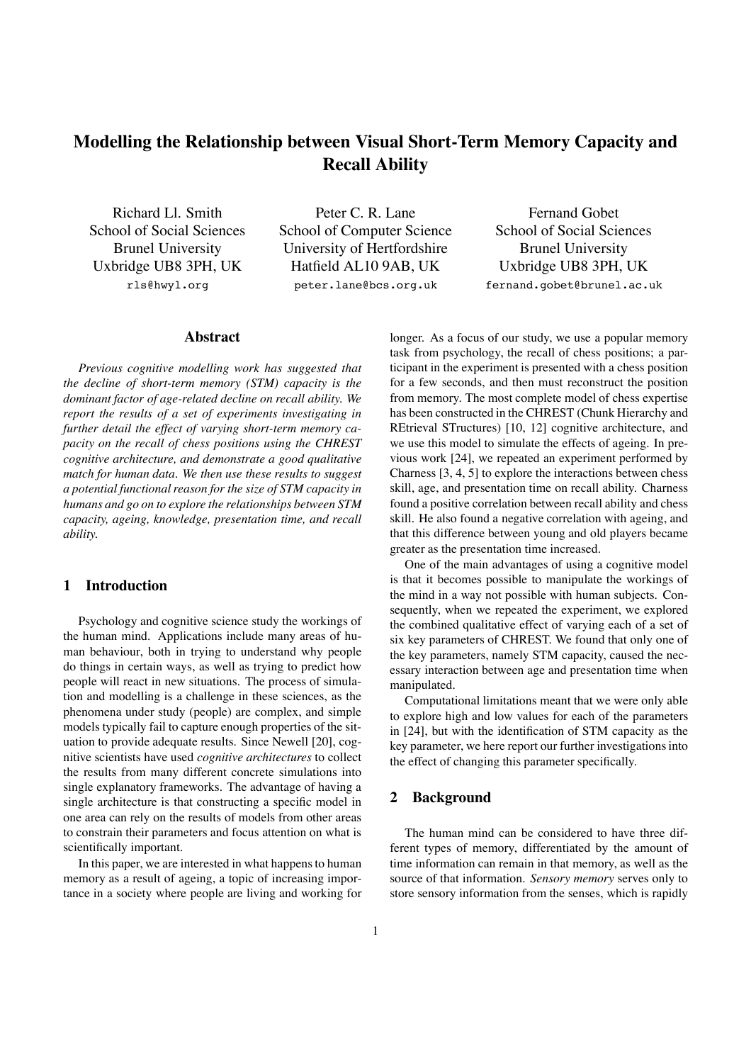# Modelling the Relationship between Visual Short-Term Memory Capacity and Recall Ability

Richard Ll. Smith
School of Social Sciences
Brunel University
Uxbridge UB8 3PH, UK
rls@hwyl.org

Peter C. R. Lane
School of Computer Science
University of Hertfordshire
Hatfield AL10 9AB, UK
peter.lane@bcs.org.uk

Fernand Gobet
School of Social Sciences
Brunel University
Uxbridge UB8 3PH, UK
fernand.gobet@brunel.ac.uk

## Abstract

*Previous cognitive modelling work has suggested that the decline of short-term memory (STM) capacity is the dominant factor of age-related decline on recall ability. We report the results of a set of experiments investigating in further detail the effect of varying short-term memory capacity on the recall of chess positions using the CHREST cognitive architecture, and demonstrate a good qualitative match for human data. We then use these results to suggest a potential functional reason for the size of STM capacity in humans and go on to explore the relationships between STM capacity, ageing, knowledge, presentation time, and recall ability.*

## 1 Introduction

Psychology and cognitive science study the workings of the human mind. Applications include many areas of human behaviour, both in trying to understand why people do things in certain ways, as well as trying to predict how people will react in new situations. The process of simulation and modelling is a challenge in these sciences, as the phenomena under study (people) are complex, and simple models typically fail to capture enough properties of the situation to provide adequate results. Since Newell [20], cognitive scientists have used *cognitive architectures* to collect the results from many different concrete simulations into single explanatory frameworks. The advantage of having a single architecture is that constructing a specific model in one area can rely on the results of models from other areas to constrain their parameters and focus attention on what is scientifically important.

In this paper, we are interested in what happens to human memory as a result of ageing, a topic of increasing importance in a society where people are living and working for longer. As a focus of our study, we use a popular memory task from psychology, the recall of chess positions; a participant in the experiment is presented with a chess position for a few seconds, and then must reconstruct the position from memory. The most complete model of chess expertise has been constructed in the CHREST (Chunk Hierarchy and REtrieval STructures) [10, 12] cognitive architecture, and we use this model to simulate the effects of ageing. In previous work [24], we repeated an experiment performed by Charness [3, 4, 5] to explore the interactions between chess skill, age, and presentation time on recall ability. Charness found a positive correlation between recall ability and chess skill. He also found a negative correlation with ageing, and that this difference between young and old players became greater as the presentation time increased.

One of the main advantages of using a cognitive model is that it becomes possible to manipulate the workings of the mind in a way not possible with human subjects. Consequently, when we repeated the experiment, we explored the combined qualitative effect of varying each of a set of six key parameters of CHREST. We found that only one of the key parameters, namely STM capacity, caused the necessary interaction between age and presentation time when manipulated.

Computational limitations meant that we were only able to explore high and low values for each of the parameters in [24], but with the identification of STM capacity as the key parameter, we here report our further investigations into the effect of changing this parameter specifically.

## 2 Background

The human mind can be considered to have three different types of memory, differentiated by the amount of time information can remain in that memory, as well as the source of that information. *Sensory memory* serves only to store sensory information from the senses, which is rapidly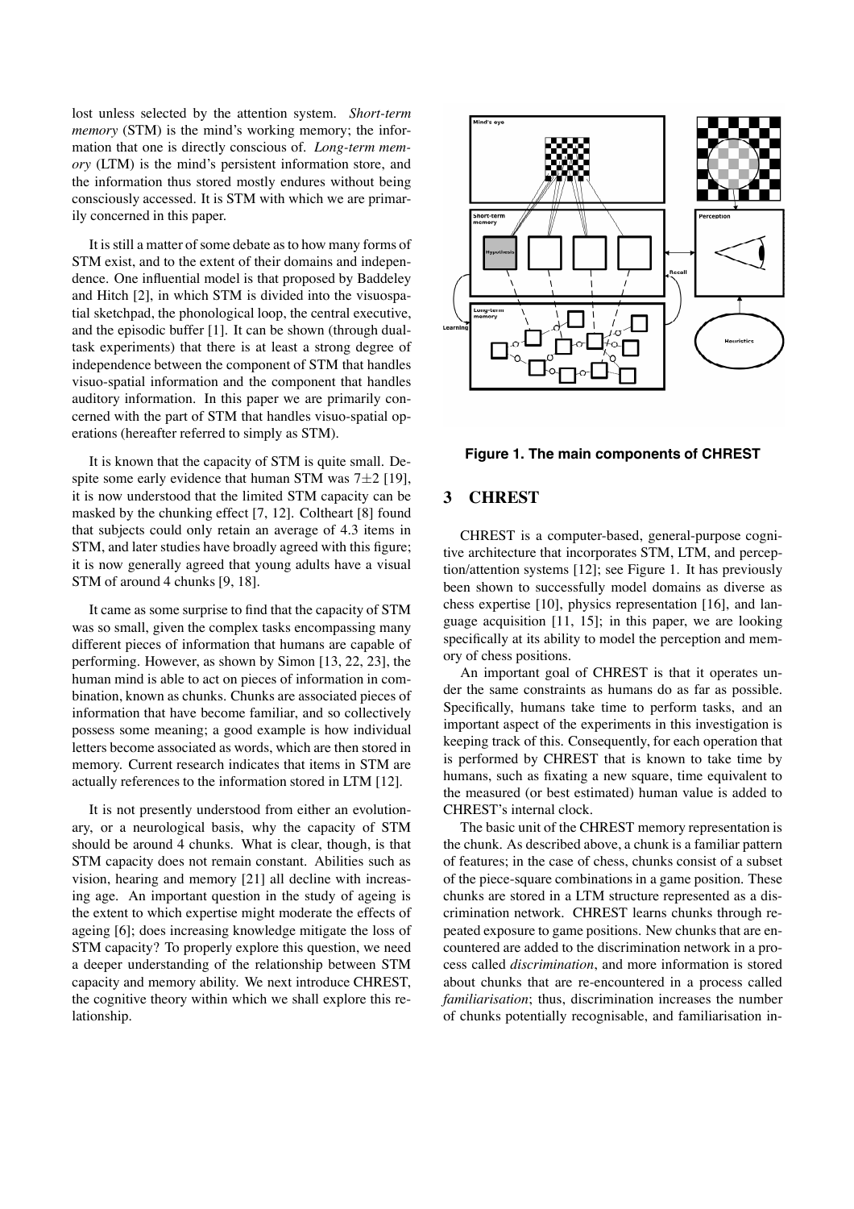lost unless selected by the attention system. *Short-term memory* (STM) is the mind's working memory; the information that one is directly conscious of. *Long-term memory* (LTM) is the mind's persistent information store, and the information thus stored mostly endures without being consciously accessed. It is STM with which we are primarily concerned in this paper.

It is still a matter of some debate as to how many forms of STM exist, and to the extent of their domains and independence. One influential model is that proposed by Baddeley and Hitch [2], in which STM is divided into the visuospatial sketchpad, the phonological loop, the central executive, and the episodic buffer [1]. It can be shown (through dual-task experiments) that there is at least a strong degree of independence between the component of STM that handles visuo-spatial information and the component that handles auditory information. In this paper we are primarily concerned with the part of STM that handles visuo-spatial operations (hereafter referred to simply as STM).

It is known that the capacity of STM is quite small. Despite some early evidence that human STM was $7 \pm 2$ [19], it is now understood that the limited STM capacity can be masked by the chunking effect [7, 12]. Coltheart [8] found that subjects could only retain an average of 4.3 items in STM, and later studies have broadly agreed with this figure; it is now generally agreed that young adults have a visual STM of around 4 chunks [9, 18].

It came as some surprise to find that the capacity of STM was so small, given the complex tasks encompassing many different pieces of information that humans are capable of performing. However, as shown by Simon [13, 22, 23], the human mind is able to act on pieces of information in combination, known as chunks. Chunks are associated pieces of information that have become familiar, and so collectively possess some meaning; a good example is how individual letters become associated as words, which are then stored in memory. Current research indicates that items in STM are actually references to the information stored in LTM [12].

It is not presently understood from either an evolutionary, or a neurological basis, why the capacity of STM should be around 4 chunks. What is clear, though, is that STM capacity does not remain constant. Abilities such as vision, hearing and memory [21] all decline with increasing age. An important question in the study of ageing is the extent to which expertise might moderate the effects of ageing [6]; does increasing knowledge mitigate the loss of STM capacity? To properly explore this question, we need a deeper understanding of the relationship between STM capacity and memory ability. We next introduce CHREST, the cognitive theory within which we shall explore this relationship.

**Figure 1. The main components of CHREST**

## 3 CHREST

CHREST is a computer-based, general-purpose cognitive architecture that incorporates STM, LTM, and perception/attention systems [12]; see Figure 1. It has previously been shown to successfully model domains as diverse as chess expertise [10], physics representation [16], and language acquisition [11, 15]; in this paper, we are looking specifically at its ability to model the perception and memory of chess positions.

An important goal of CHREST is that it operates under the same constraints as humans do as far as possible. Specifically, humans take time to perform tasks, and an important aspect of the experiments in this investigation is keeping track of this. Consequently, for each operation that is performed by CHREST that is known to take time by humans, such as fixating a new square, time equivalent to the measured (or best estimated) human value is added to CHREST's internal clock.

The basic unit of the CHREST memory representation is the chunk. As described above, a chunk is a familiar pattern of features; in the case of chess, chunks consist of a subset of the piece-square combinations in a game position. These chunks are stored in a LTM structure represented as a discrimination network. CHREST learns chunks through repeated exposure to game positions. New chunks that are encountered are added to the discrimination network in a process called *discrimination*, and more information is stored about chunks that are re-encountered in a process called *familiarisation*; thus, discrimination increases the number of chunks potentially recognisable, and familiarisation in-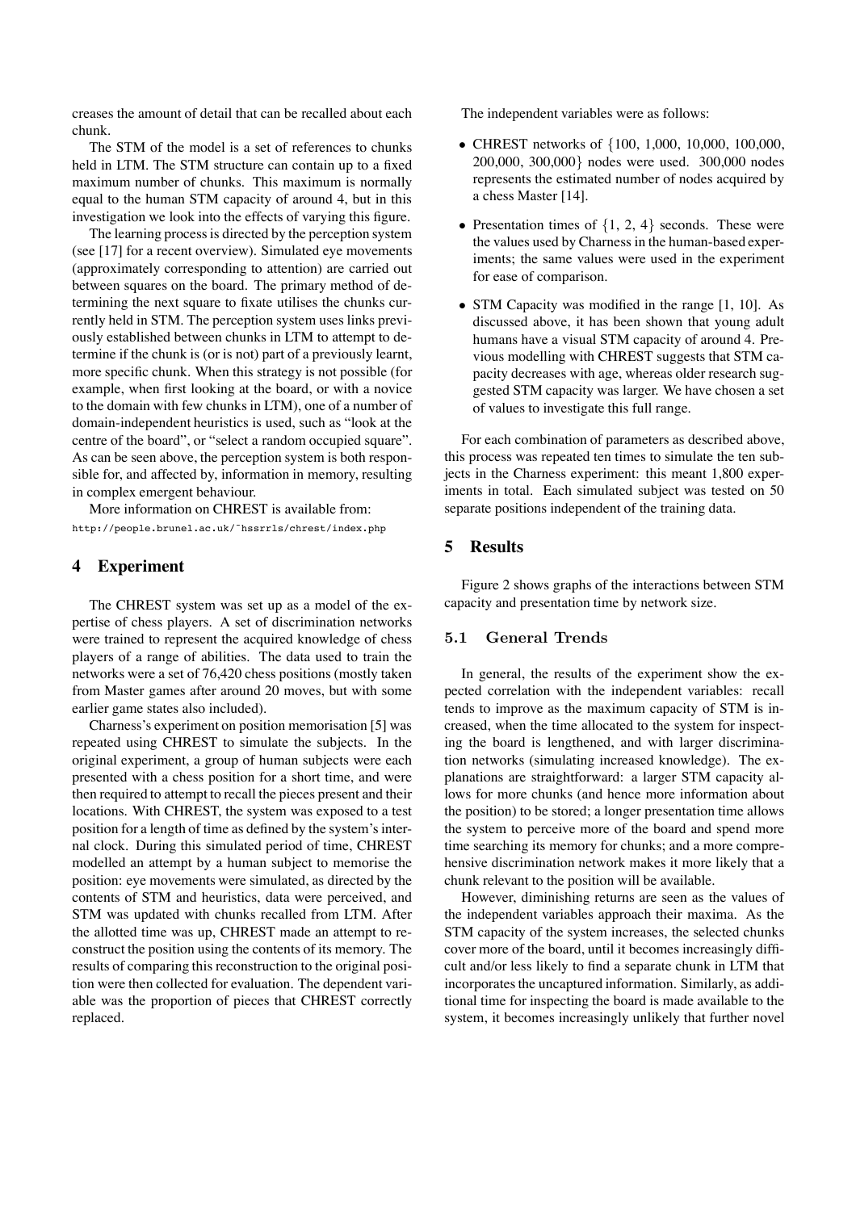creases the amount of detail that can be recalled about each chunk.

The STM of the model is a set of references to chunks held in LTM. The STM structure can contain up to a fixed maximum number of chunks. This maximum is normally equal to the human STM capacity of around 4, but in this investigation we look into the effects of varying this figure.

The learning process is directed by the perception system (see [17] for a recent overview). Simulated eye movements (approximately corresponding to attention) are carried out between squares on the board. The primary method of determining the next square to fixate utilises the chunks currently held in STM. The perception system uses links previously established between chunks in LTM to attempt to determine if the chunk is (or is not) part of a previously learnt, more specific chunk. When this strategy is not possible (for example, when first looking at the board, or with a novice to the domain with few chunks in LTM), one of a number of domain-independent heuristics is used, such as "look at the centre of the board", or "select a random occupied square". As can be seen above, the perception system is both responsible for, and affected by, information in memory, resulting in complex emergent behaviour.

More information on CHREST is available from:
http://people.brunel.ac.uk/~hssrrls/chrest/index.php

## 4 Experiment

The CHREST system was set up as a model of the expertise of chess players. A set of discrimination networks were trained to represent the acquired knowledge of chess players of a range of abilities. The data used to train the networks were a set of 76,420 chess positions (mostly taken from Master games after around 20 moves, but with some earlier game states also included).

Charness's experiment on position memorisation [5] was repeated using CHREST to simulate the subjects. In the original experiment, a group of human subjects were each presented with a chess position for a short time, and were then required to attempt to recall the pieces present and their locations. With CHREST, the system was exposed to a test position for a length of time as defined by the system's internal clock. During this simulated period of time, CHREST modelled an attempt by a human subject to memorise the position: eye movements were simulated, as directed by the contents of STM and heuristics, data were perceived, and STM was updated with chunks recalled from LTM. After the allotted time was up, CHREST made an attempt to reconstruct the position using the contents of its memory. The results of comparing this reconstruction to the original position were then collected for evaluation. The dependent variable was the proportion of pieces that CHREST correctly replaced.

The independent variables were as follows:

- CHREST networks of {100, 1,000, 10,000, 100,000, 200,000, 300,000} nodes were used. 300,000 nodes represents the estimated number of nodes acquired by a chess Master [14].
- Presentation times of {1, 2, 4} seconds. These were the values used by Charness in the human-based experiments; the same values were used in the experiment for ease of comparison.
- STM Capacity was modified in the range [1, 10]. As discussed above, it has been shown that young adult humans have a visual STM capacity of around 4. Previous modelling with CHREST suggests that STM capacity decreases with age, whereas older research suggested STM capacity was larger. We have chosen a set of values to investigate this full range.

For each combination of parameters as described above, this process was repeated ten times to simulate the ten subjects in the Charness experiment: this meant 1,800 experiments in total. Each simulated subject was tested on 50 separate positions independent of the training data.

## 5 Results

Figure 2 shows graphs of the interactions between STM capacity and presentation time by network size.

### 5.1 General Trends

In general, the results of the experiment show the expected correlation with the independent variables: recall tends to improve as the maximum capacity of STM is increased, when the time allocated to the system for inspecting the board is lengthened, and with larger discrimination networks (simulating increased knowledge). The explanations are straightforward: a larger STM capacity allows for more chunks (and hence more information about the position) to be stored; a longer presentation time allows the system to perceive more of the board and spend more time searching its memory for chunks; and a more comprehensive discrimination network makes it more likely that a chunk relevant to the position will be available.

However, diminishing returns are seen as the values of the independent variables approach their maxima. As the STM capacity of the system increases, the selected chunks cover more of the board, until it becomes increasingly difficult and/or less likely to find a separate chunk in LTM that incorporates the uncaptured information. Similarly, as additional time for inspecting the board is made available to the system, it becomes increasingly unlikely that further novel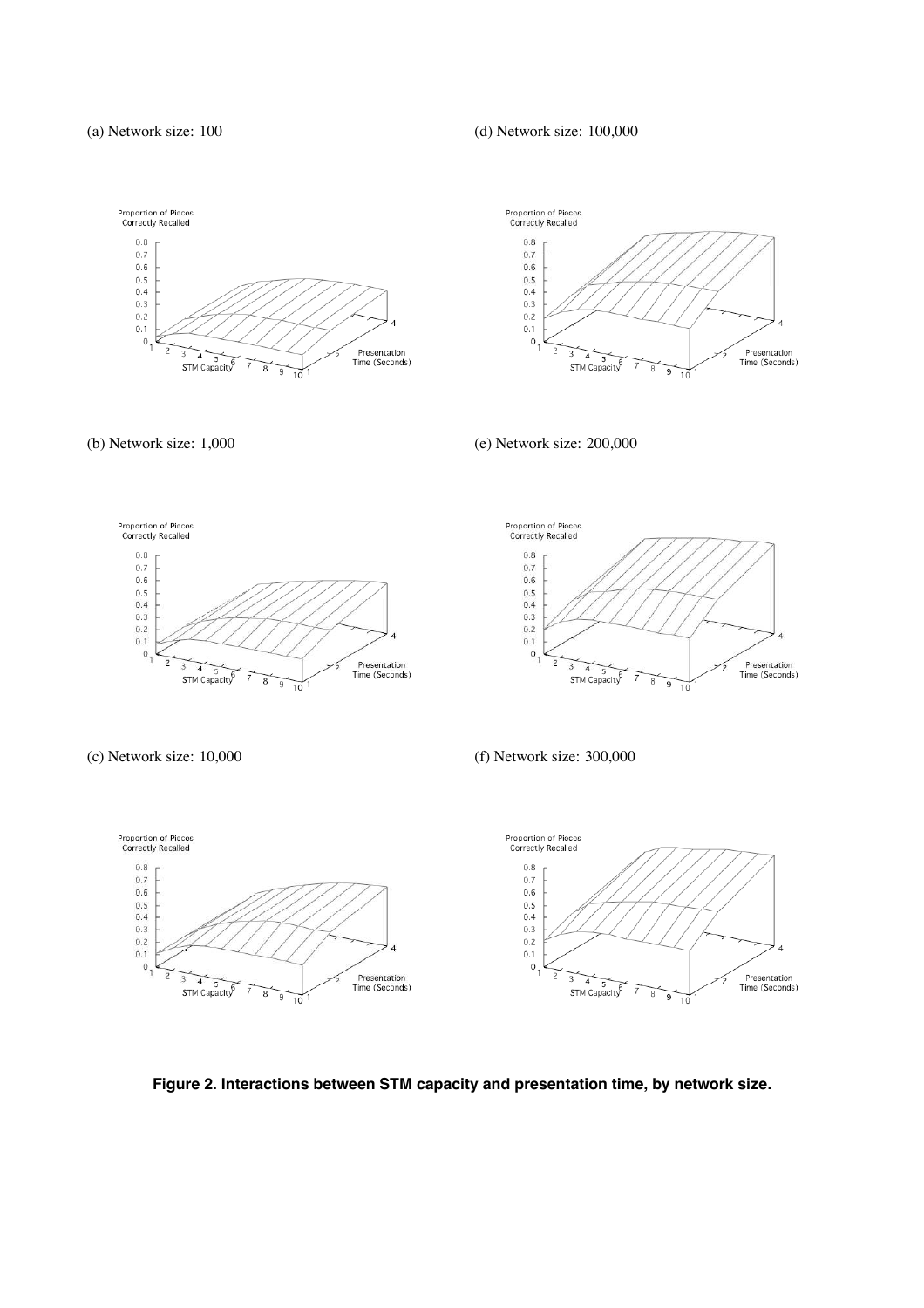(a) Network size: 100

(b) Network size: 1,000

(c) Network size: 10,000

(d) Network size: 100,000

(e) Network size: 200,000

(f) Network size: 300,000

**Figure 2. Interactions between STM capacity and presentation time, by network size.**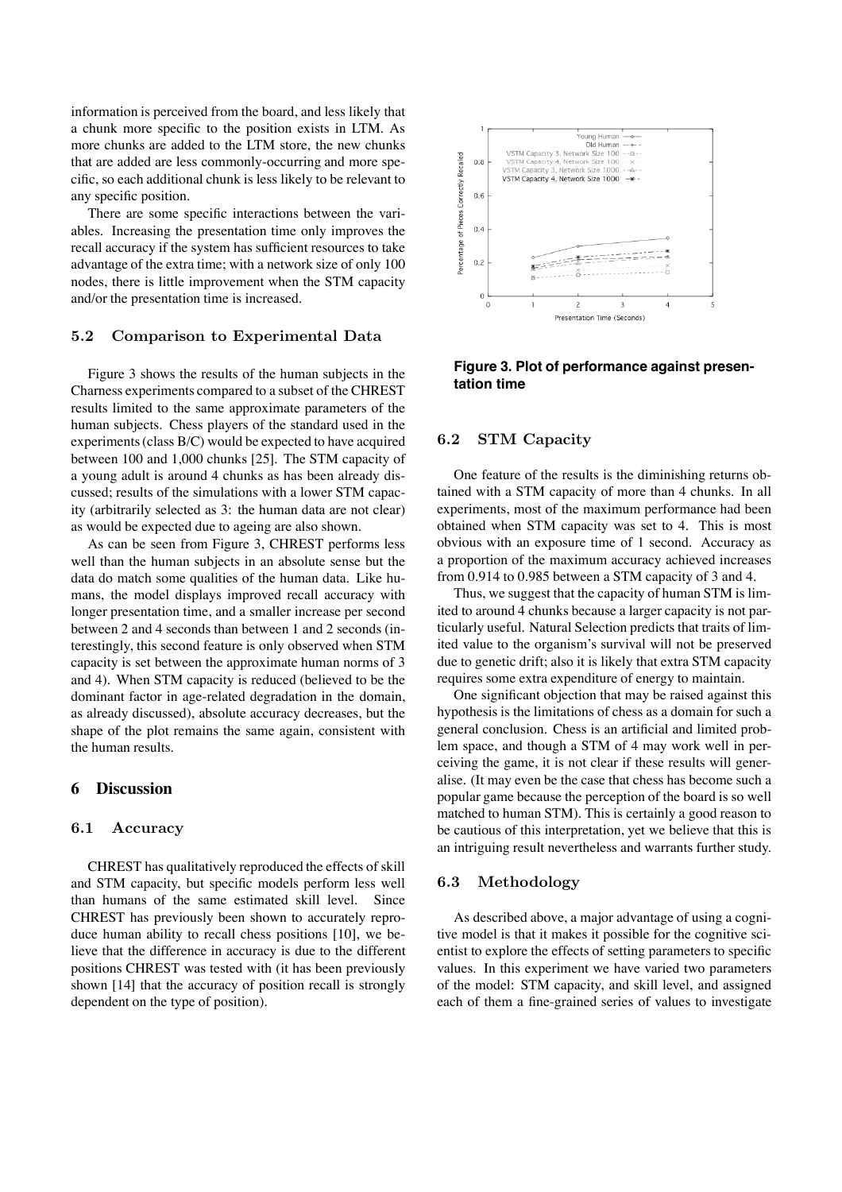information is perceived from the board, and less likely that a chunk more specific to the position exists in LTM. As more chunks are added to the LTM store, the new chunks that are added are less commonly-occurring and more specific, so each additional chunk is less likely to be relevant to any specific position.

There are some specific interactions between the variables. Increasing the presentation time only improves the recall accuracy if the system has sufficient resources to take advantage of the extra time; with a network size of only 100 nodes, there is little improvement when the STM capacity and/or the presentation time is increased.

### 5.2 Comparison to Experimental Data

Figure 3 shows the results of the human subjects in the Charness experiments compared to a subset of the CHREST results limited to the same approximate parameters of the human subjects. Chess players of the standard used in the experiments (class B/C) would be expected to have acquired between 100 and 1,000 chunks [25]. The STM capacity of a young adult is around 4 chunks as has been already discussed; results of the simulations with a lower STM capacity (arbitrarily selected as 3: the human data are not clear) as would be expected due to ageing are also shown.

As can be seen from Figure 3, CHREST performs less well than the human subjects in an absolute sense but the data do match some qualities of the human data. Like humans, the model displays improved recall accuracy with longer presentation time, and a smaller increase per second between 2 and 4 seconds than between 1 and 2 seconds (interestingly, this second feature is only observed when STM capacity is set between the approximate human norms of 3 and 4). When STM capacity is reduced (believed to be the dominant factor in age-related degradation in the domain, as already discussed), absolute accuracy decreases, but the shape of the plot remains the same again, consistent with the human results.

**Figure 3. Plot of performance against presentation time**

## 6 Discussion

### 6.1 Accuracy

CHREST has qualitatively reproduced the effects of skill and STM capacity, but specific models perform less well than humans of the same estimated skill level. Since CHREST has previously been shown to accurately reproduce human ability to recall chess positions [10], we believe that the difference in accuracy is due to the different positions CHREST was tested with (it has been previously shown [14] that the accuracy of position recall is strongly dependent on the type of position).

### 6.2 STM Capacity

One feature of the results is the diminishing returns obtained with a STM capacity of more than 4 chunks. In all experiments, most of the maximum performance had been obtained when STM capacity was set to 4. This is most obvious with an exposure time of 1 second. Accuracy as a proportion of the maximum accuracy achieved increases from 0.914 to 0.985 between a STM capacity of 3 and 4.

Thus, we suggest that the capacity of human STM is limited to around 4 chunks because a larger capacity is not particularly useful. Natural Selection predicts that traits of limited value to the organism's survival will not be preserved due to genetic drift; also it is likely that extra STM capacity requires some extra expenditure of energy to maintain.

One significant objection that may be raised against this hypothesis is the limitations of chess as a domain for such a general conclusion. Chess is an artificial and limited problem space, and though a STM of 4 may work well in perceiving the game, it is not clear if these results will generalise. (It may even be the case that chess has become such a popular game because the perception of the board is so well matched to human STM). This is certainly a good reason to be cautious of this interpretation, yet we believe that this is an intriguing result nevertheless and warrants further study.

### 6.3 Methodology

As described above, a major advantage of using a cognitive model is that it makes it possible for the cognitive scientist to explore the effects of setting parameters to specific values. In this experiment we have varied two parameters of the model: STM capacity, and skill level, and assigned each of them a fine-grained series of values to investigate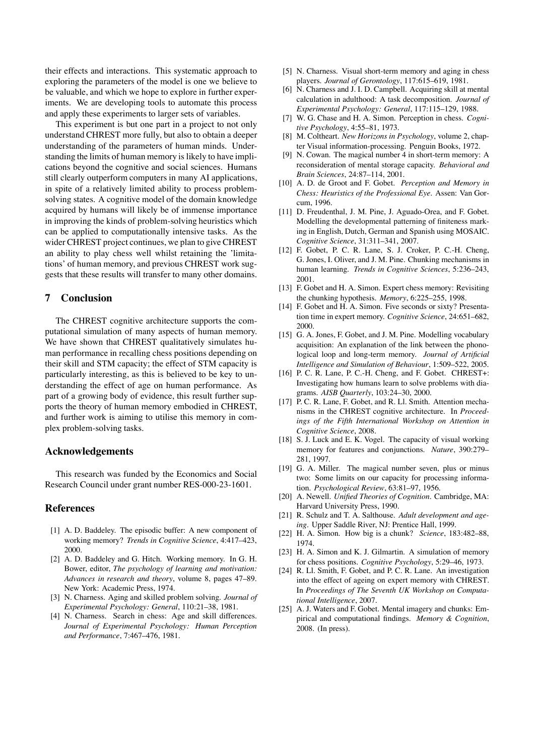their effects and interactions. This systematic approach to exploring the parameters of the model is one we believe to be valuable, and which we hope to explore in further experiments. We are developing tools to automate this process and apply these experiments to larger sets of variables.

This experiment is but one part in a project to not only understand CHREST more fully, but also to obtain a deeper understanding of the parameters of human minds. Understanding the limits of human memory is likely to have implications beyond the cognitive and social sciences. Humans still clearly outperform computers in many AI applications, in spite of a relatively limited ability to process problem-solving states. A cognitive model of the domain knowledge acquired by humans will likely be of immense importance in improving the kinds of problem-solving heuristics which can be applied to computationally intensive tasks. As the wider CHREST project continues, we plan to give CHREST an ability to play chess well whilst retaining the 'limitations' of human memory, and previous CHREST work suggests that these results will transfer to many other domains.

## 7 Conclusion

The CHREST cognitive architecture supports the computational simulation of many aspects of human memory. We have shown that CHREST qualitatively simulates human performance in recalling chess positions depending on their skill and STM capacity; the effect of STM capacity is particularly interesting, as this is believed to be key to understanding the effect of age on human performance. As part of a growing body of evidence, this result further supports the theory of human memory embodied in CHREST, and further work is aiming to utilise this memory in complex problem-solving tasks.

## Acknowledgements

This research was funded by the Economics and Social Research Council under grant number RES-000-23-1601.

## References

[1] A. D. Baddeley. The episodic buffer: A new component of working memory? *Trends in Cognitive Science*, 4:417–423, 2000.

[2] A. D. Baddeley and G. Hitch. Working memory. In G. H. Bower, editor, *The psychology of learning and motivation: Advances in research and theory*, volume 8, pages 47–89. New York: Academic Press, 1974.

[3] N. Charness. Aging and skilled problem solving. *Journal of Experimental Psychology: General*, 110:21–38, 1981.

[4] N. Charness. Search in chess: Age and skill differences. *Journal of Experimental Psychology: Human Perception and Performance*, 7:467–476, 1981.

[5] N. Charness. Visual short-term memory and aging in chess players. *Journal of Gerontology*, 117:615–619, 1981.

[6] N. Charness and J. I. D. Campbell. Acquiring skill at mental calculation in adulthood: A task decomposition. *Journal of Experimental Psychology: General*, 117:115–129, 1988.

[7] W. G. Chase and H. A. Simon. Perception in chess. *Cognitive Psychology*, 4:55–81, 1973.

[8] M. Coltheart. *New Horizons in Psychology*, volume 2, chapter Visual information-processing. Penguin Books, 1972.

[9] N. Cowan. The magical number 4 in short-term memory: A reconsideration of mental storage capacity. *Behavioral and Brain Sciences*, 24:87–114, 2001.

[10] A. D. de Groot and F. Gobet. *Perception and Memory in Chess: Heuristics of the Professional Eye*. Assen: Van Gorcum, 1996.

[11] D. Freudenthal, J. M. Pine, J. Aguado-Orea, and F. Gobet. Modelling the developmental patterning of finiteness marking in English, Dutch, German and Spanish using MOSAIC. *Cognitive Science*, 31:311–341, 2007.

[12] F. Gobet, P. C. R. Lane, S. J. Croker, P. C.-H. Cheng, G. Jones, I. Oliver, and J. M. Pine. Chunking mechanisms in human learning. *Trends in Cognitive Sciences*, 5:236–243, 2001.

[13] F. Gobet and H. A. Simon. Expert chess memory: Revisiting the chunking hypothesis. *Memory*, 6:225–255, 1998.

[14] F. Gobet and H. A. Simon. Five seconds or sixty? Presentation time in expert memory. *Cognitive Science*, 24:651–682, 2000.

[15] G. A. Jones, F. Gobet, and J. M. Pine. Modelling vocabulary acquisition: An explanation of the link between the phonological loop and long-term memory. *Journal of Artificial Intelligence and Simulation of Behaviour*, 1:509–522, 2005.

[16] P. C. R. Lane, P. C.-H. Cheng, and F. Gobet. CHREST+: Investigating how humans learn to solve problems with diagrams. *AISB Quarterly*, 103:24–30, 2000.

[17] P. C. R. Lane, F. Gobet, and R. Ll. Smith. Attention mechanisms in the CHREST cognitive architecture. In *Proceedings of the Fifth International Workshop on Attention in Cognitive Science*, 2008.

[18] S. J. Luck and E. K. Vogel. The capacity of visual working memory for features and conjunctions. *Nature*, 390:279–281, 1997.

[19] G. A. Miller. The magical number seven, plus or minus two: Some limits on our capacity for processing information. *Psychological Review*, 63:81–97, 1956.

[20] A. Newell. *Unified Theories of Cognition*. Cambridge, MA: Harvard University Press, 1990.

[21] R. Schulz and T. A. Salthouse. *Adult development and ageing*. Upper Saddle River, NJ: Prentice Hall, 1999.

[22] H. A. Simon. How big is a chunk? *Science*, 183:482–88, 1974.

[23] H. A. Simon and K. J. Gilmartin. A simulation of memory for chess positions. *Cognitive Psychology*, 5:29–46, 1973.

[24] R. Ll. Smith, F. Gobet, and P. C. R. Lane. An investigation into the effect of ageing on expert memory with CHREST. In *Proceedings of The Seventh UK Workshop on Computational Intelligence*, 2007.

[25] A. J. Waters and F. Gobet. Mental imagery and chunks: Empirical and computational findings. *Memory & Cognition*, 2008. (In press).